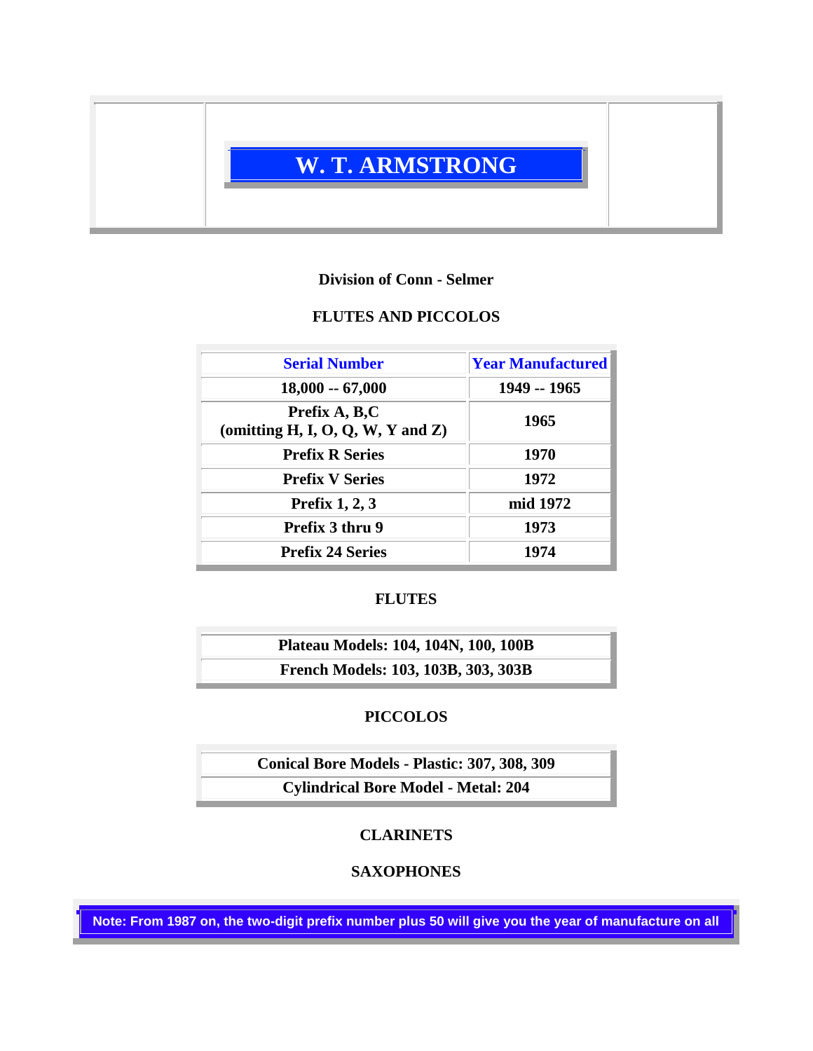# W. T. ARMSTRONG

**Division of Conn - Selmer**

## FLUTES AND PICCOLOS

| Serial Number | Year Manufactured |
|---|---|
| 18,000 -- 67,000 | 1949 -- 1965 |
| Prefix A, B,C (omitting H, I, O, Q, W, Y and Z) | 1965 |
| Prefix R Series | 1970 |
| Prefix V Series | 1972 |
| Prefix 1, 2, 3 | mid 1972 |
| Prefix 3 thru 9 | 1973 |
| Prefix 24 Series | 1974 |

## FLUTES

| Plateau Models: 104, 104N, 100, 100B |
|---|
| French Models: 103, 103B, 303, 303B |

## PICCOLOS

| Conical Bore Models - Plastic: 307, 308, 309 |
|---|
| Cylindrical Bore Model - Metal: 204 |

## CLARINETS

## SAXOPHONES

**Note: From 1987 on, the two-digit prefix number plus 50 will give you the year of manufacture on all**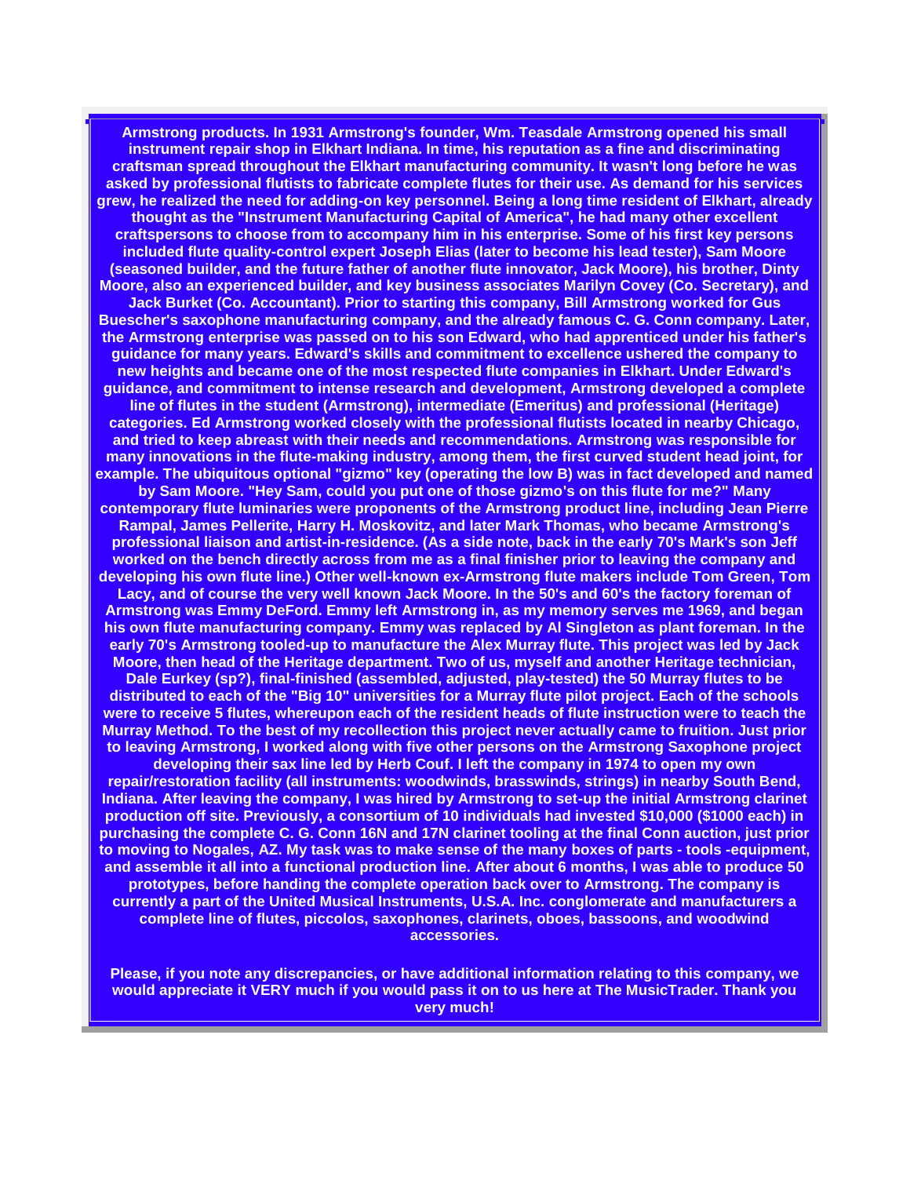**Armstrong products. In 1931 Armstrong's founder, Wm. Teasdale Armstrong opened his small instrument repair shop in Elkhart Indiana. In time, his reputation as a fine and discriminating craftsman spread throughout the Elkhart manufacturing community. It wasn't long before he was asked by professional flutists to fabricate complete flutes for their use. As demand for his services grew, he realized the need for adding-on key personnel. Being a long time resident of Elkhart, already thought as the "Instrument Manufacturing Capital of America", he had many other excellent craftspersons to choose from to accompany him in his enterprise. Some of his first key persons included flute quality-control expert Joseph Elias (later to become his lead tester), Sam Moore (seasoned builder, and the future father of another flute innovator, Jack Moore), his brother, Dinty Moore, also an experienced builder, and key business associates Marilyn Covey (Co. Secretary), and Jack Burket (Co. Accountant). Prior to starting this company, Bill Armstrong worked for Gus Buescher's saxophone manufacturing company, and the already famous C. G. Conn company. Later, the Armstrong enterprise was passed on to his son Edward, who had apprenticed under his father's guidance for many years. Edward's skills and commitment to excellence ushered the company to new heights and became one of the most respected flute companies in Elkhart. Under Edward's guidance, and commitment to intense research and development, Armstrong developed a complete line of flutes in the student (Armstrong), intermediate (Emeritus) and professional (Heritage) categories. Ed Armstrong worked closely with the professional flutists located in nearby Chicago, and tried to keep abreast with their needs and recommendations. Armstrong was responsible for many innovations in the flute-making industry, among them, the first curved student head joint, for example. The ubiquitous optional "gizmo" key (operating the low B) was in fact developed and named by Sam Moore. "Hey Sam, could you put one of those gizmo's on this flute for me?" Many contemporary flute luminaries were proponents of the Armstrong product line, including Jean Pierre Rampal, James Pellerite, Harry H. Moskovitz, and later Mark Thomas, who became Armstrong's professional liaison and artist-in-residence. (As a side note, back in the early 70's Mark's son Jeff worked on the bench directly across from me as a final finisher prior to leaving the company and developing his own flute line.) Other well-known ex-Armstrong flute makers include Tom Green, Tom Lacy, and of course the very well known Jack Moore. In the 50's and 60's the factory foreman of Armstrong was Emmy DeFord. Emmy left Armstrong in, as my memory serves me 1969, and began his own flute manufacturing company. Emmy was replaced by Al Singleton as plant foreman. In the early 70's Armstrong tooled-up to manufacture the Alex Murray flute. This project was led by Jack Moore, then head of the Heritage department. Two of us, myself and another Heritage technician, Dale Eurkey (sp?), final-finished (assembled, adjusted, play-tested) the 50 Murray flutes to be distributed to each of the "Big 10" universities for a Murray flute pilot project. Each of the schools were to receive 5 flutes, whereupon each of the resident heads of flute instruction were to teach the Murray Method. To the best of my recollection this project never actually came to fruition. Just prior to leaving Armstrong, I worked along with five other persons on the Armstrong Saxophone project developing their sax line led by Herb Couf. I left the company in 1974 to open my own repair/restoration facility (all instruments: woodwinds, brasswinds, strings) in nearby South Bend, Indiana. After leaving the company, I was hired by Armstrong to set-up the initial Armstrong clarinet production off site. Previously, a consortium of 10 individuals had invested $10,000 ($1000 each) in purchasing the complete C. G. Conn 16N and 17N clarinet tooling at the final Conn auction, just prior to moving to Nogales, AZ. My task was to make sense of the many boxes of parts - tools -equipment, and assemble it all into a functional production line. After about 6 months, I was able to produce 50 prototypes, before handing the complete operation back over to Armstrong. The company is currently a part of the United Musical Instruments, U.S.A. Inc. conglomerate and manufacturers a complete line of flutes, piccolos, saxophones, clarinets, oboes, bassoons, and woodwind accessories.**

**Please, if you note any discrepancies, or have additional information relating to this company, we would appreciate it VERY much if you would pass it on to us here at The MusicTrader. Thank you very much!**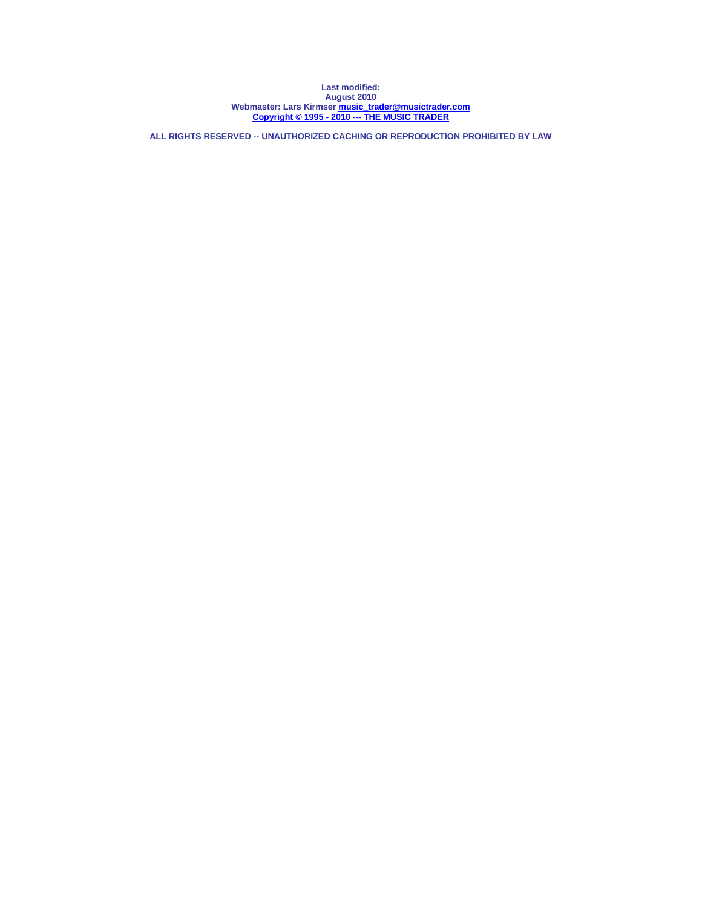**Last modified:**
**August 2010**
**Webmaster: Lars Kirmser [music_trader@musictrader.com](mailto:music_trader@musictrader.com)**
**Copyright © 1995 - 2010 --- THE MUSIC TRADER**

**ALL RIGHTS RESERVED -- UNAUTHORIZED CACHING OR REPRODUCTION PROHIBITED BY LAW**